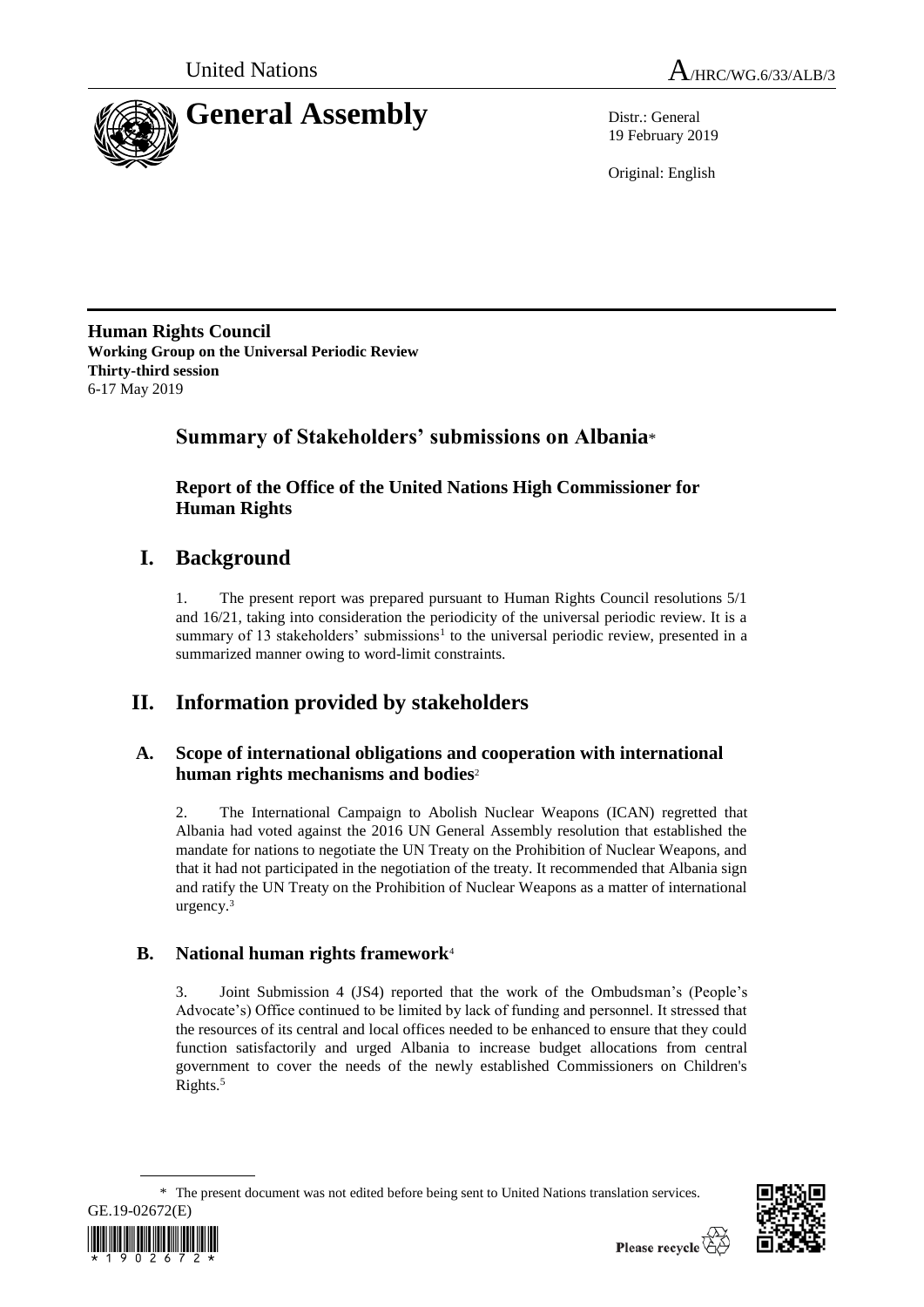United Nations A/HRC/WG.6/33/ALB/3

# General Assembly

Distr.: General
19 February 2019

Original: English

**Human Rights Council**
**Working Group on the Universal Periodic Review**
**Thirty-third session**
6-17 May 2019

## Summary of Stakeholders' submissions on Albania*

### Report of the Office of the United Nations High Commissioner for Human Rights

# I. Background

1. The present report was prepared pursuant to Human Rights Council resolutions 5/1 and 16/21, taking into consideration the periodicity of the universal periodic review. It is a summary of 13 stakeholders' submissions[1] to the universal periodic review, presented in a summarized manner owing to word-limit constraints.

# II. Information provided by stakeholders

## A. Scope of international obligations and cooperation with international human rights mechanisms and bodies[2]

2. The International Campaign to Abolish Nuclear Weapons (ICAN) regretted that Albania had voted against the 2016 UN General Assembly resolution that established the mandate for nations to negotiate the UN Treaty on the Prohibition of Nuclear Weapons, and that it had not participated in the negotiation of the treaty. It recommended that Albania sign and ratify the UN Treaty on the Prohibition of Nuclear Weapons as a matter of international urgency.[3]

## B. National human rights framework[4]

3. Joint Submission 4 (JS4) reported that the work of the Ombudsman's (People's Advocate's) Office continued to be limited by lack of funding and personnel. It stressed that the resources of its central and local offices needed to be enhanced to ensure that they could function satisfactorily and urged Albania to increase budget allocations from central government to cover the needs of the newly established Commissioners on Children's Rights.[5]

\* The present document was not edited before being sent to United Nations translation services.

GE.19-02672(E)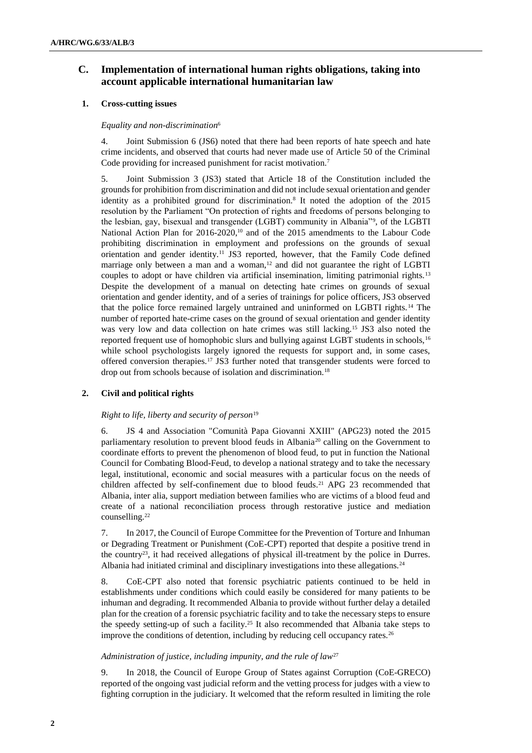## C. Implementation of international human rights obligations, taking into account applicable international humanitarian law

### 1. Cross-cutting issues

*Equality and non-discrimination*[6]

4. Joint Submission 6 (JS6) noted that there had been reports of hate speech and hate crime incidents, and observed that courts had never made use of Article 50 of the Criminal Code providing for increased punishment for racist motivation.[7]

5. Joint Submission 3 (JS3) stated that Article 18 of the Constitution included the grounds for prohibition from discrimination and did not include sexual orientation and gender identity as a prohibited ground for discrimination.[8] It noted the adoption of the 2015 resolution by the Parliament "On protection of rights and freedoms of persons belonging to the lesbian, gay, bisexual and transgender (LGBT) community in Albania"[9], of the LGBTI National Action Plan for 2016-2020,[10] and of the 2015 amendments to the Labour Code prohibiting discrimination in employment and professions on the grounds of sexual orientation and gender identity.[11] JS3 reported, however, that the Family Code defined marriage only between a man and a woman,[12] and did not guarantee the right of LGBTI couples to adopt or have children via artificial insemination, limiting patrimonial rights.[13] Despite the development of a manual on detecting hate crimes on grounds of sexual orientation and gender identity, and of a series of trainings for police officers, JS3 observed that the police force remained largely untrained and uninformed on LGBTI rights.[14] The number of reported hate-crime cases on the ground of sexual orientation and gender identity was very low and data collection on hate crimes was still lacking.[15] JS3 also noted the reported frequent use of homophobic slurs and bullying against LGBT students in schools,[16] while school psychologists largely ignored the requests for support and, in some cases, offered conversion therapies.[17] JS3 further noted that transgender students were forced to drop out from schools because of isolation and discrimination.[18]

### 2. Civil and political rights

*Right to life, liberty and security of person*[19]

6. JS 4 and Association "Comunità Papa Giovanni XXIII" (APG23) noted the 2015 parliamentary resolution to prevent blood feuds in Albania[20] calling on the Government to coordinate efforts to prevent the phenomenon of blood feud, to put in function the National Council for Combating Blood-Feud, to develop a national strategy and to take the necessary legal, institutional, economic and social measures with a particular focus on the needs of children affected by self-confinement due to blood feuds.[21] APG 23 recommended that Albania, inter alia, support mediation between families who are victims of a blood feud and create of a national reconciliation process through restorative justice and mediation counselling.[22]

7. In 2017, the Council of Europe Committee for the Prevention of Torture and Inhuman or Degrading Treatment or Punishment (CoE-CPT) reported that despite a positive trend in the country[23], it had received allegations of physical ill-treatment by the police in Durres. Albania had initiated criminal and disciplinary investigations into these allegations.[24]

8. CoE-CPT also noted that forensic psychiatric patients continued to be held in establishments under conditions which could easily be considered for many patients to be inhuman and degrading. It recommended Albania to provide without further delay a detailed plan for the creation of a forensic psychiatric facility and to take the necessary steps to ensure the speedy setting-up of such a facility.[25] It also recommended that Albania take steps to improve the conditions of detention, including by reducing cell occupancy rates.[26]

*Administration of justice, including impunity, and the rule of law*[27]

9. In 2018, the Council of Europe Group of States against Corruption (CoE-GRECO) reported of the ongoing vast judicial reform and the vetting process for judges with a view to fighting corruption in the judiciary. It welcomed that the reform resulted in limiting the role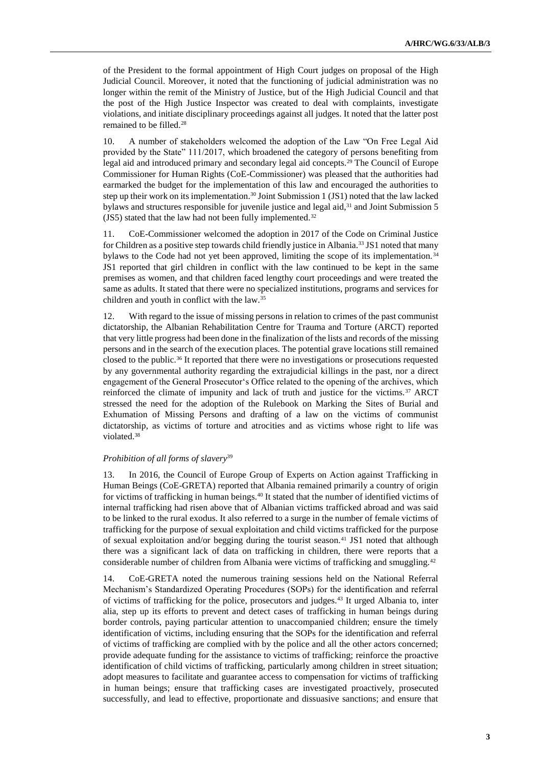of the President to the formal appointment of High Court judges on proposal of the High Judicial Council. Moreover, it noted that the functioning of judicial administration was no longer within the remit of the Ministry of Justice, but of the High Judicial Council and that the post of the High Justice Inspector was created to deal with complaints, investigate violations, and initiate disciplinary proceedings against all judges. It noted that the latter post remained to be filled.[28]

10. A number of stakeholders welcomed the adoption of the Law "On Free Legal Aid provided by the State" 111/2017, which broadened the category of persons benefiting from legal aid and introduced primary and secondary legal aid concepts.[29] The Council of Europe Commissioner for Human Rights (CoE-Commissioner) was pleased that the authorities had earmarked the budget for the implementation of this law and encouraged the authorities to step up their work on its implementation.[30] Joint Submission 1 (JS1) noted that the law lacked bylaws and structures responsible for juvenile justice and legal aid,[31] and Joint Submission 5 (JS5) stated that the law had not been fully implemented.[32]

11. CoE-Commissioner welcomed the adoption in 2017 of the Code on Criminal Justice for Children as a positive step towards child friendly justice in Albania.[33] JS1 noted that many bylaws to the Code had not yet been approved, limiting the scope of its implementation.[34] JS1 reported that girl children in conflict with the law continued to be kept in the same premises as women, and that children faced lengthy court proceedings and were treated the same as adults. It stated that there were no specialized institutions, programs and services for children and youth in conflict with the law.[35]

12. With regard to the issue of missing persons in relation to crimes of the past communist dictatorship, the Albanian Rehabilitation Centre for Trauma and Torture (ARCT) reported that very little progress had been done in the finalization of the lists and records of the missing persons and in the search of the execution places. The potential grave locations still remained closed to the public.[36] It reported that there were no investigations or prosecutions requested by any governmental authority regarding the extrajudicial killings in the past, nor a direct engagement of the General Prosecutor's Office related to the opening of the archives, which reinforced the climate of impunity and lack of truth and justice for the victims.[37] ARCT stressed the need for the adoption of the Rulebook on Marking the Sites of Burial and Exhumation of Missing Persons and drafting of a law on the victims of communist dictatorship, as victims of torture and atrocities and as victims whose right to life was violated.[38]

*Prohibition of all forms of slavery*[39]

13. In 2016, the Council of Europe Group of Experts on Action against Trafficking in Human Beings (CoE-GRETA) reported that Albania remained primarily a country of origin for victims of trafficking in human beings.[40] It stated that the number of identified victims of internal trafficking had risen above that of Albanian victims trafficked abroad and was said to be linked to the rural exodus. It also referred to a surge in the number of female victims of trafficking for the purpose of sexual exploitation and child victims trafficked for the purpose of sexual exploitation and/or begging during the tourist season.[41] JS1 noted that although there was a significant lack of data on trafficking in children, there were reports that a considerable number of children from Albania were victims of trafficking and smuggling.[42]

14. CoE-GRETA noted the numerous training sessions held on the National Referral Mechanism's Standardized Operating Procedures (SOPs) for the identification and referral of victims of trafficking for the police, prosecutors and judges.[43] It urged Albania to, inter alia, step up its efforts to prevent and detect cases of trafficking in human beings during border controls, paying particular attention to unaccompanied children; ensure the timely identification of victims, including ensuring that the SOPs for the identification and referral of victims of trafficking are complied with by the police and all the other actors concerned; provide adequate funding for the assistance to victims of trafficking; reinforce the proactive identification of child victims of trafficking, particularly among children in street situation; adopt measures to facilitate and guarantee access to compensation for victims of trafficking in human beings; ensure that trafficking cases are investigated proactively, prosecuted successfully, and lead to effective, proportionate and dissuasive sanctions; and ensure that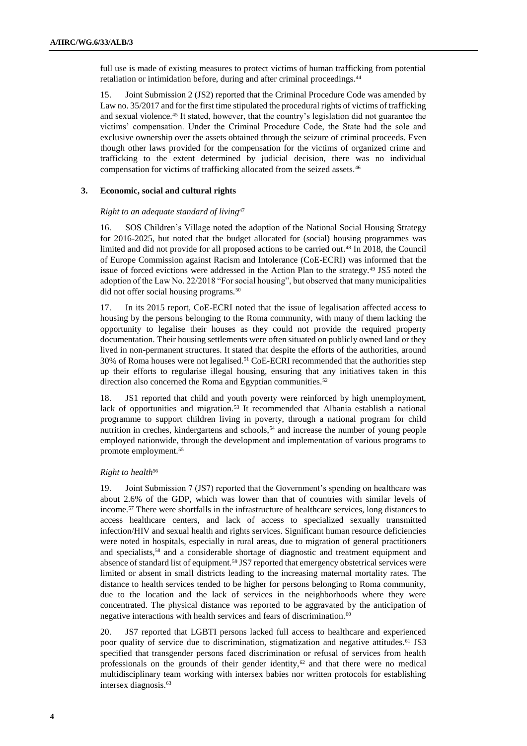full use is made of existing measures to protect victims of human trafficking from potential retaliation or intimidation before, during and after criminal proceedings.[44]

15. Joint Submission 2 (JS2) reported that the Criminal Procedure Code was amended by Law no. 35/2017 and for the first time stipulated the procedural rights of victims of trafficking and sexual violence.[45] It stated, however, that the country's legislation did not guarantee the victims' compensation. Under the Criminal Procedure Code, the State had the sole and exclusive ownership over the assets obtained through the seizure of criminal proceeds. Even though other laws provided for the compensation for the victims of organized crime and trafficking to the extent determined by judicial decision, there was no individual compensation for victims of trafficking allocated from the seized assets.[46]

### 3. Economic, social and cultural rights

*Right to an adequate standard of living*[47]

16. SOS Children's Village noted the adoption of the National Social Housing Strategy for 2016-2025, but noted that the budget allocated for (social) housing programmes was limited and did not provide for all proposed actions to be carried out.[48] In 2018, the Council of Europe Commission against Racism and Intolerance (CoE-ECRI) was informed that the issue of forced evictions were addressed in the Action Plan to the strategy.[49] JS5 noted the adoption of the Law No. 22/2018 "For social housing", but observed that many municipalities did not offer social housing programs.[50]

17. In its 2015 report, CoE-ECRI noted that the issue of legalisation affected access to housing by the persons belonging to the Roma community, with many of them lacking the opportunity to legalise their houses as they could not provide the required property documentation. Their housing settlements were often situated on publicly owned land or they lived in non-permanent structures. It stated that despite the efforts of the authorities, around 30% of Roma houses were not legalised.[51] CoE-ECRI recommended that the authorities step up their efforts to regularise illegal housing, ensuring that any initiatives taken in this direction also concerned the Roma and Egyptian communities.[52]

18. JS1 reported that child and youth poverty were reinforced by high unemployment, lack of opportunities and migration.[53] It recommended that Albania establish a national programme to support children living in poverty, through a national program for child nutrition in creches, kindergartens and schools,[54] and increase the number of young people employed nationwide, through the development and implementation of various programs to promote employment.[55]

*Right to health*[56]

19. Joint Submission 7 (JS7) reported that the Government's spending on healthcare was about 2.6% of the GDP, which was lower than that of countries with similar levels of income.[57] There were shortfalls in the infrastructure of healthcare services, long distances to access healthcare centers, and lack of access to specialized sexually transmitted infection/HIV and sexual health and rights services. Significant human resource deficiencies were noted in hospitals, especially in rural areas, due to migration of general practitioners and specialists,[58] and a considerable shortage of diagnostic and treatment equipment and absence of standard list of equipment.[59] JS7 reported that emergency obstetrical services were limited or absent in small districts leading to the increasing maternal mortality rates. The distance to health services tended to be higher for persons belonging to Roma community, due to the location and the lack of services in the neighborhoods where they were concentrated. The physical distance was reported to be aggravated by the anticipation of negative interactions with health services and fears of discrimination.[60]

20. JS7 reported that LGBTI persons lacked full access to healthcare and experienced poor quality of service due to discrimination, stigmatization and negative attitudes.[61] JS3 specified that transgender persons faced discrimination or refusal of services from health professionals on the grounds of their gender identity,[62] and that there were no medical multidisciplinary team working with intersex babies nor written protocols for establishing intersex diagnosis.[63]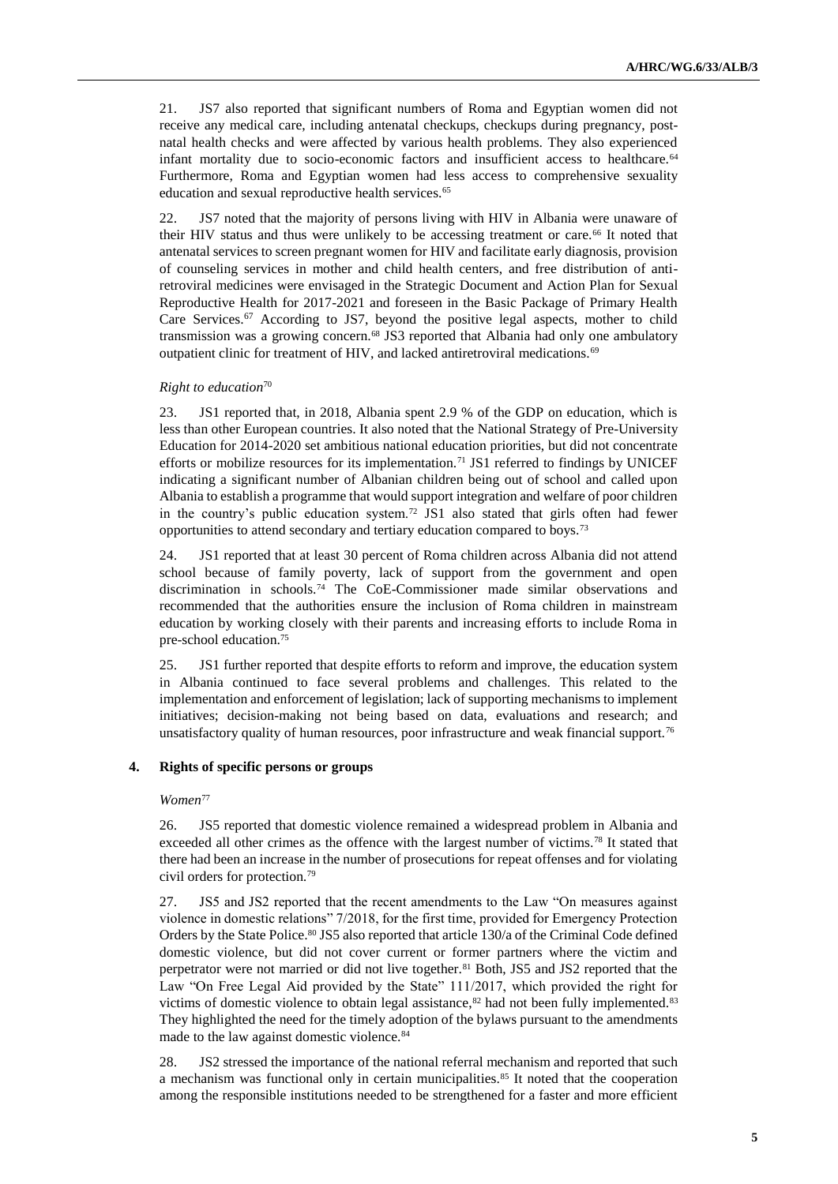21. JS7 also reported that significant numbers of Roma and Egyptian women did not receive any medical care, including antenatal checkups, checkups during pregnancy, post-natal health checks and were affected by various health problems. They also experienced infant mortality due to socio-economic factors and insufficient access to healthcare.[64] Furthermore, Roma and Egyptian women had less access to comprehensive sexuality education and sexual reproductive health services.[65]

22. JS7 noted that the majority of persons living with HIV in Albania were unaware of their HIV status and thus were unlikely to be accessing treatment or care.[66] It noted that antenatal services to screen pregnant women for HIV and facilitate early diagnosis, provision of counseling services in mother and child health centers, and free distribution of anti-retroviral medicines were envisaged in the Strategic Document and Action Plan for Sexual Reproductive Health for 2017-2021 and foreseen in the Basic Package of Primary Health Care Services.[67] According to JS7, beyond the positive legal aspects, mother to child transmission was a growing concern.[68] JS3 reported that Albania had only one ambulatory outpatient clinic for treatment of HIV, and lacked antiretroviral medications.[69]

*Right to education*[70]

23. JS1 reported that, in 2018, Albania spent 2.9 % of the GDP on education, which is less than other European countries. It also noted that the National Strategy of Pre-University Education for 2014-2020 set ambitious national education priorities, but did not concentrate efforts or mobilize resources for its implementation.[71] JS1 referred to findings by UNICEF indicating a significant number of Albanian children being out of school and called upon Albania to establish a programme that would support integration and welfare of poor children in the country's public education system.[72] JS1 also stated that girls often had fewer opportunities to attend secondary and tertiary education compared to boys.[73]

24. JS1 reported that at least 30 percent of Roma children across Albania did not attend school because of family poverty, lack of support from the government and open discrimination in schools.[74] The CoE-Commissioner made similar observations and recommended that the authorities ensure the inclusion of Roma children in mainstream education by working closely with their parents and increasing efforts to include Roma in pre-school education.[75]

25. JS1 further reported that despite efforts to reform and improve, the education system in Albania continued to face several problems and challenges. This related to the implementation and enforcement of legislation; lack of supporting mechanisms to implement initiatives; decision-making not being based on data, evaluations and research; and unsatisfactory quality of human resources, poor infrastructure and weak financial support.[76]

### 4. Rights of specific persons or groups

*Women*[77]

26. JS5 reported that domestic violence remained a widespread problem in Albania and exceeded all other crimes as the offence with the largest number of victims.[78] It stated that there had been an increase in the number of prosecutions for repeat offenses and for violating civil orders for protection.[79]

27. JS5 and JS2 reported that the recent amendments to the Law "On measures against violence in domestic relations" 7/2018, for the first time, provided for Emergency Protection Orders by the State Police.[80] JS5 also reported that article 130/a of the Criminal Code defined domestic violence, but did not cover current or former partners where the victim and perpetrator were not married or did not live together.[81] Both, JS5 and JS2 reported that the Law "On Free Legal Aid provided by the State" 111/2017, which provided the right for victims of domestic violence to obtain legal assistance,[82] had not been fully implemented.[83] They highlighted the need for the timely adoption of the bylaws pursuant to the amendments made to the law against domestic violence.[84]

28. JS2 stressed the importance of the national referral mechanism and reported that such a mechanism was functional only in certain municipalities.[85] It noted that the cooperation among the responsible institutions needed to be strengthened for a faster and more efficient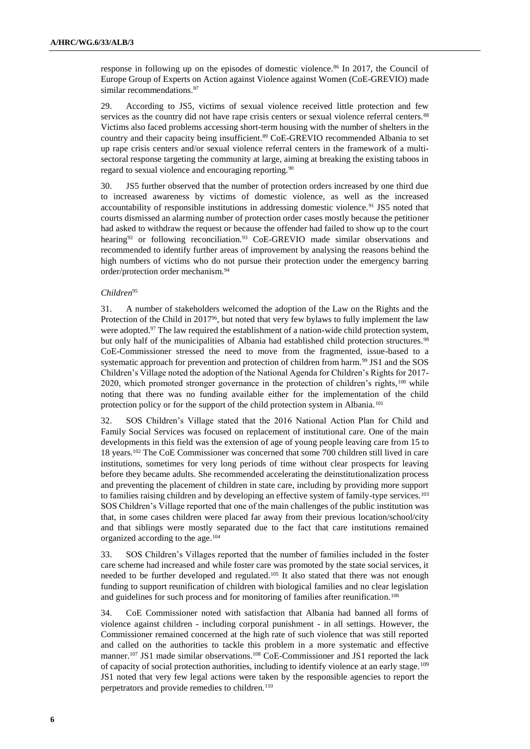response in following up on the episodes of domestic violence.[86] In 2017, the Council of Europe Group of Experts on Action against Violence against Women (CoE-GREVIO) made similar recommendations.[87]

29. According to JS5, victims of sexual violence received little protection and few services as the country did not have rape crisis centers or sexual violence referral centers.[88] Victims also faced problems accessing short-term housing with the number of shelters in the country and their capacity being insufficient.[89] CoE-GREVIO recommended Albania to set up rape crisis centers and/or sexual violence referral centers in the framework of a multi-sectoral response targeting the community at large, aiming at breaking the existing taboos in regard to sexual violence and encouraging reporting.[90]

30. JS5 further observed that the number of protection orders increased by one third due to increased awareness by victims of domestic violence, as well as the increased accountability of responsible institutions in addressing domestic violence.[91] JS5 noted that courts dismissed an alarming number of protection order cases mostly because the petitioner had asked to withdraw the request or because the offender had failed to show up to the court hearing[92] or following reconciliation.[93] CoE-GREVIO made similar observations and recommended to identify further areas of improvement by analysing the reasons behind the high numbers of victims who do not pursue their protection under the emergency barring order/protection order mechanism.[94]

*Children*[95]

31. A number of stakeholders welcomed the adoption of the Law on the Rights and the Protection of the Child in 2017[96], but noted that very few bylaws to fully implement the law were adopted.[97] The law required the establishment of a nation-wide child protection system, but only half of the municipalities of Albania had established child protection structures.[98] CoE-Commissioner stressed the need to move from the fragmented, issue-based to a systematic approach for prevention and protection of children from harm.[99] JS1 and the SOS Children's Village noted the adoption of the National Agenda for Children's Rights for 2017-2020, which promoted stronger governance in the protection of children's rights,[100] while noting that there was no funding available either for the implementation of the child protection policy or for the support of the child protection system in Albania.[101]

32. SOS Children's Village stated that the 2016 National Action Plan for Child and Family Social Services was focused on replacement of institutional care. One of the main developments in this field was the extension of age of young people leaving care from 15 to 18 years.[102] The CoE Commissioner was concerned that some 700 children still lived in care institutions, sometimes for very long periods of time without clear prospects for leaving before they became adults. She recommended accelerating the deinstitutionalization process and preventing the placement of children in state care, including by providing more support to families raising children and by developing an effective system of family-type services.[103] SOS Children's Village reported that one of the main challenges of the public institution was that, in some cases children were placed far away from their previous location/school/city and that siblings were mostly separated due to the fact that care institutions remained organized according to the age.[104]

33. SOS Children's Villages reported that the number of families included in the foster care scheme had increased and while foster care was promoted by the state social services, it needed to be further developed and regulated.[105] It also stated that there was not enough funding to support reunification of children with biological families and no clear legislation and guidelines for such process and for monitoring of families after reunification.[106]

34. CoE Commissioner noted with satisfaction that Albania had banned all forms of violence against children - including corporal punishment - in all settings. However, the Commissioner remained concerned at the high rate of such violence that was still reported and called on the authorities to tackle this problem in a more systematic and effective manner.[107] JS1 made similar observations.[108] CoE-Commissioner and JS1 reported the lack of capacity of social protection authorities, including to identify violence at an early stage.[109] JS1 noted that very few legal actions were taken by the responsible agencies to report the perpetrators and provide remedies to children.[110]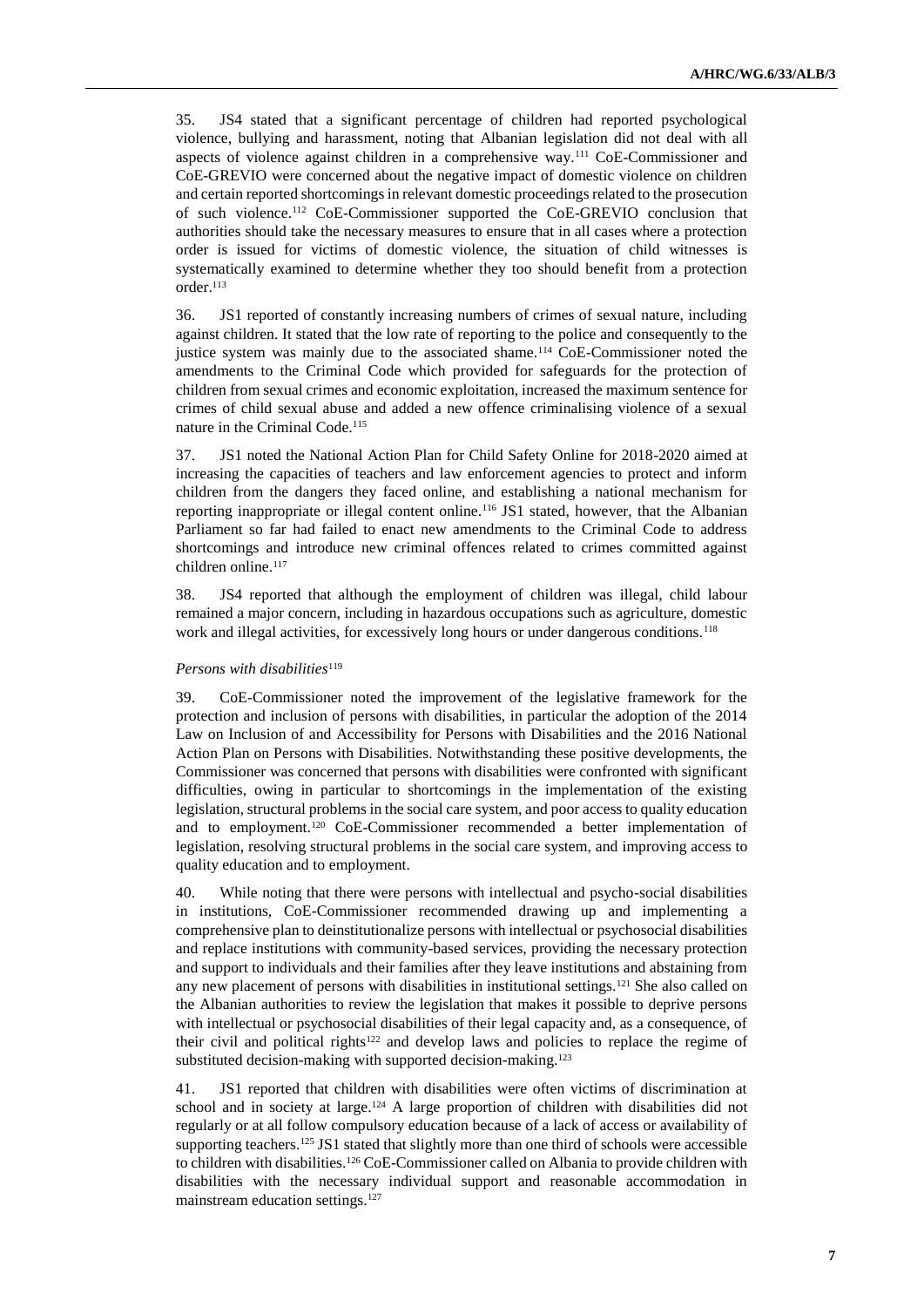35. JS4 stated that a significant percentage of children had reported psychological violence, bullying and harassment, noting that Albanian legislation did not deal with all aspects of violence against children in a comprehensive way.[111] CoE-Commissioner and CoE-GREVIO were concerned about the negative impact of domestic violence on children and certain reported shortcomings in relevant domestic proceedings related to the prosecution of such violence.[112] CoE-Commissioner supported the CoE-GREVIO conclusion that authorities should take the necessary measures to ensure that in all cases where a protection order is issued for victims of domestic violence, the situation of child witnesses is systematically examined to determine whether they too should benefit from a protection order.[113]

36. JS1 reported of constantly increasing numbers of crimes of sexual nature, including against children. It stated that the low rate of reporting to the police and consequently to the justice system was mainly due to the associated shame.[114] CoE-Commissioner noted the amendments to the Criminal Code which provided for safeguards for the protection of children from sexual crimes and economic exploitation, increased the maximum sentence for crimes of child sexual abuse and added a new offence criminalising violence of a sexual nature in the Criminal Code.[115]

37. JS1 noted the National Action Plan for Child Safety Online for 2018-2020 aimed at increasing the capacities of teachers and law enforcement agencies to protect and inform children from the dangers they faced online, and establishing a national mechanism for reporting inappropriate or illegal content online.[116] JS1 stated, however, that the Albanian Parliament so far had failed to enact new amendments to the Criminal Code to address shortcomings and introduce new criminal offences related to crimes committed against children online.[117]

38. JS4 reported that although the employment of children was illegal, child labour remained a major concern, including in hazardous occupations such as agriculture, domestic work and illegal activities, for excessively long hours or under dangerous conditions.[118]

*Persons with disabilities*[119]

39. CoE-Commissioner noted the improvement of the legislative framework for the protection and inclusion of persons with disabilities, in particular the adoption of the 2014 Law on Inclusion of and Accessibility for Persons with Disabilities and the 2016 National Action Plan on Persons with Disabilities. Notwithstanding these positive developments, the Commissioner was concerned that persons with disabilities were confronted with significant difficulties, owing in particular to shortcomings in the implementation of the existing legislation, structural problems in the social care system, and poor access to quality education and to employment.[120] CoE-Commissioner recommended a better implementation of legislation, resolving structural problems in the social care system, and improving access to quality education and to employment.

40. While noting that there were persons with intellectual and psycho-social disabilities in institutions, CoE-Commissioner recommended drawing up and implementing a comprehensive plan to deinstitutionalize persons with intellectual or psychosocial disabilities and replace institutions with community-based services, providing the necessary protection and support to individuals and their families after they leave institutions and abstaining from any new placement of persons with disabilities in institutional settings.[121] She also called on the Albanian authorities to review the legislation that makes it possible to deprive persons with intellectual or psychosocial disabilities of their legal capacity and, as a consequence, of their civil and political rights[122] and develop laws and policies to replace the regime of substituted decision-making with supported decision-making.[123]

41. JS1 reported that children with disabilities were often victims of discrimination at school and in society at large.[124] A large proportion of children with disabilities did not regularly or at all follow compulsory education because of a lack of access or availability of supporting teachers.[125] JS1 stated that slightly more than one third of schools were accessible to children with disabilities.[126] CoE-Commissioner called on Albania to provide children with disabilities with the necessary individual support and reasonable accommodation in mainstream education settings.[127]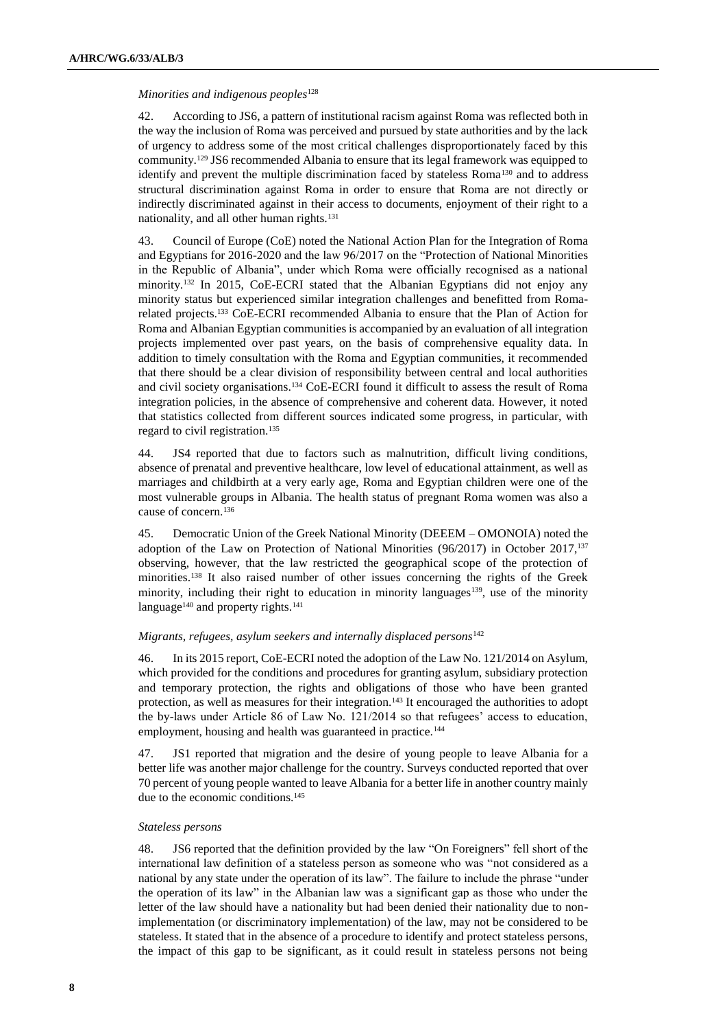*Minorities and indigenous peoples*[128]

42. According to JS6, a pattern of institutional racism against Roma was reflected both in the way the inclusion of Roma was perceived and pursued by state authorities and by the lack of urgency to address some of the most critical challenges disproportionately faced by this community.[129] JS6 recommended Albania to ensure that its legal framework was equipped to identify and prevent the multiple discrimination faced by stateless Roma[130] and to address structural discrimination against Roma in order to ensure that Roma are not directly or indirectly discriminated against in their access to documents, enjoyment of their right to a nationality, and all other human rights.[131]

43. Council of Europe (CoE) noted the National Action Plan for the Integration of Roma and Egyptians for 2016-2020 and the law 96/2017 on the "Protection of National Minorities in the Republic of Albania", under which Roma were officially recognised as a national minority.[132] In 2015, CoE-ECRI stated that the Albanian Egyptians did not enjoy any minority status but experienced similar integration challenges and benefitted from Roma-related projects.[133] CoE-ECRI recommended Albania to ensure that the Plan of Action for Roma and Albanian Egyptian communities is accompanied by an evaluation of all integration projects implemented over past years, on the basis of comprehensive equality data. In addition to timely consultation with the Roma and Egyptian communities, it recommended that there should be a clear division of responsibility between central and local authorities and civil society organisations.[134] CoE-ECRI found it difficult to assess the result of Roma integration policies, in the absence of comprehensive and coherent data. However, it noted that statistics collected from different sources indicated some progress, in particular, with regard to civil registration.[135]

44. JS4 reported that due to factors such as malnutrition, difficult living conditions, absence of prenatal and preventive healthcare, low level of educational attainment, as well as marriages and childbirth at a very early age, Roma and Egyptian children were one of the most vulnerable groups in Albania. The health status of pregnant Roma women was also a cause of concern.[136]

45. Democratic Union of the Greek National Minority (DEEEM – OMONOIA) noted the adoption of the Law on Protection of National Minorities (96/2017) in October 2017,[137] observing, however, that the law restricted the geographical scope of the protection of minorities.[138] It also raised number of other issues concerning the rights of the Greek minority, including their right to education in minority languages[139], use of the minority language[140] and property rights.[141]

*Migrants, refugees, asylum seekers and internally displaced persons*[142]

46. In its 2015 report, CoE-ECRI noted the adoption of the Law No. 121/2014 on Asylum, which provided for the conditions and procedures for granting asylum, subsidiary protection and temporary protection, the rights and obligations of those who have been granted protection, as well as measures for their integration.[143] It encouraged the authorities to adopt the by-laws under Article 86 of Law No. 121/2014 so that refugees' access to education, employment, housing and health was guaranteed in practice.[144]

47. JS1 reported that migration and the desire of young people to leave Albania for a better life was another major challenge for the country. Surveys conducted reported that over 70 percent of young people wanted to leave Albania for a better life in another country mainly due to the economic conditions.[145]

*Stateless persons*

48. JS6 reported that the definition provided by the law "On Foreigners" fell short of the international law definition of a stateless person as someone who was "not considered as a national by any state under the operation of its law". The failure to include the phrase "under the operation of its law" in the Albanian law was a significant gap as those who under the letter of the law should have a nationality but had been denied their nationality due to non-implementation (or discriminatory implementation) of the law, may not be considered to be stateless. It stated that in the absence of a procedure to identify and protect stateless persons, the impact of this gap to be significant, as it could result in stateless persons not being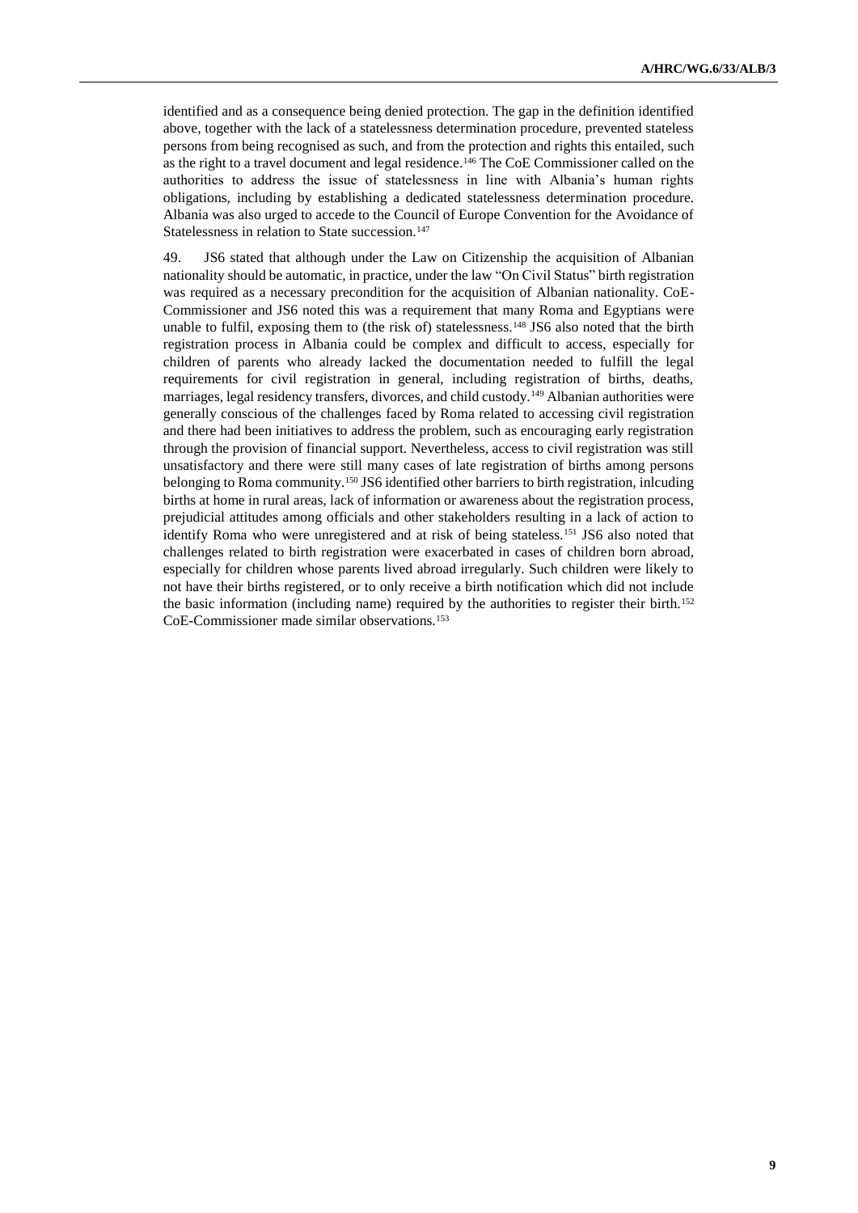identified and as a consequence being denied protection. The gap in the definition identified above, together with the lack of a statelessness determination procedure, prevented stateless persons from being recognised as such, and from the protection and rights this entailed, such as the right to a travel document and legal residence.[146] The CoE Commissioner called on the authorities to address the issue of statelessness in line with Albania's human rights obligations, including by establishing a dedicated statelessness determination procedure. Albania was also urged to accede to the Council of Europe Convention for the Avoidance of Statelessness in relation to State succession.[147]

49. JS6 stated that although under the Law on Citizenship the acquisition of Albanian nationality should be automatic, in practice, under the law "On Civil Status" birth registration was required as a necessary precondition for the acquisition of Albanian nationality. CoE-Commissioner and JS6 noted this was a requirement that many Roma and Egyptians were unable to fulfil, exposing them to (the risk of) statelessness.[148] JS6 also noted that the birth registration process in Albania could be complex and difficult to access, especially for children of parents who already lacked the documentation needed to fulfill the legal requirements for civil registration in general, including registration of births, deaths, marriages, legal residency transfers, divorces, and child custody.[149] Albanian authorities were generally conscious of the challenges faced by Roma related to accessing civil registration and there had been initiatives to address the problem, such as encouraging early registration through the provision of financial support. Nevertheless, access to civil registration was still unsatisfactory and there were still many cases of late registration of births among persons belonging to Roma community.[150] JS6 identified other barriers to birth registration, inlcuding births at home in rural areas, lack of information or awareness about the registration process, prejudicial attitudes among officials and other stakeholders resulting in a lack of action to identify Roma who were unregistered and at risk of being stateless.[151] JS6 also noted that challenges related to birth registration were exacerbated in cases of children born abroad, especially for children whose parents lived abroad irregularly. Such children were likely to not have their births registered, or to only receive a birth notification which did not include the basic information (including name) required by the authorities to register their birth.[152] CoE-Commissioner made similar observations.[153]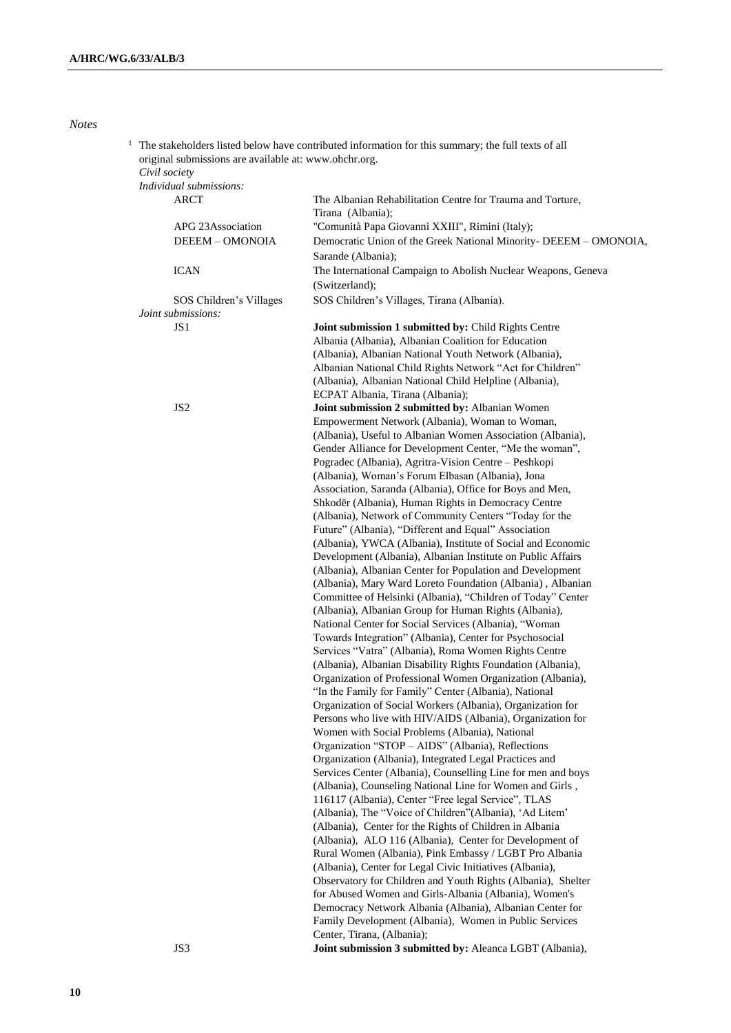*Notes*

[1] The stakeholders listed below have contributed information for this summary; the full texts of all original submissions are available at: www.ohchr.org.

*Civil society*

*Individual submissions:*

| | |
|---|---|
| ARCT | The Albanian Rehabilitation Centre for Trauma and Torture, Tirana (Albania); |
| APG 23Association | "Comunità Papa Giovanni XXIII", Rimini (Italy); |
| DEEEM – OMONOIA | Democratic Union of the Greek National Minority- DEEEM – OMONOIA, Sarande (Albania); |
| ICAN | The International Campaign to Abolish Nuclear Weapons, Geneva (Switzerland); |
| SOS Children's Villages | SOS Children's Villages, Tirana (Albania). |

*Joint submissions:*

| | |
|---|---|
| JS1 | **Joint submission 1 submitted by:** Child Rights Centre Albania (Albania), Albanian Coalition for Education (Albania), Albanian National Youth Network (Albania), Albanian National Child Rights Network "Act for Children" (Albania), Albanian National Child Helpline (Albania), ECPAT Albania, Tirana (Albania); |
| JS2 | **Joint submission 2 submitted by:** Albanian Women Empowerment Network (Albania), Woman to Woman, (Albania), Useful to Albanian Women Association (Albania), Gender Alliance for Development Center, "Me the woman", Pogradec (Albania), Agritra-Vision Centre – Peshkopi (Albania), Woman's Forum Elbasan (Albania), Jona Association, Saranda (Albania), Office for Boys and Men, Shkodër (Albania), Human Rights in Democracy Centre (Albania), Network of Community Centers "Today for the Future" (Albania), "Different and Equal" Association (Albania), YWCA (Albania), Institute of Social and Economic Development (Albania), Albanian Institute on Public Affairs (Albania), Albanian Center for Population and Development (Albania), Mary Ward Loreto Foundation (Albania) , Albanian Committee of Helsinki (Albania), "Children of Today" Center (Albania), Albanian Group for Human Rights (Albania), National Center for Social Services (Albania), "Woman Towards Integration" (Albania), Center for Psychosocial Services "Vatra" (Albania), Roma Women Rights Centre (Albania), Albanian Disability Rights Foundation (Albania), Organization of Professional Women Organization (Albania), "In the Family for Family" Center (Albania), National Organization of Social Workers (Albania), Organization for Persons who live with HIV/AIDS (Albania), Organization for Women with Social Problems (Albania), National Organization "STOP – AIDS" (Albania), Reflections Organization (Albania), Integrated Legal Practices and Services Center (Albania), Counselling Line for men and boys (Albania), Counseling National Line for Women and Girls , 116117 (Albania), Center "Free legal Service", TLAS (Albania), The "Voice of Children"(Albania), 'Ad Litem' (Albania), Center for the Rights of Children in Albania (Albania), ALO 116 (Albania), Center for Development of Rural Women (Albania), Pink Embassy / LGBT Pro Albania (Albania), Center for Legal Civic Initiatives (Albania), Observatory for Children and Youth Rights (Albania), Shelter for Abused Women and Girls-Albania (Albania), Women's Democracy Network Albania (Albania), Albanian Center for Family Development (Albania), Women in Public Services Center, Tirana, (Albania); |
| JS3 | **Joint submission 3 submitted by:** Aleanca LGBT (Albania), |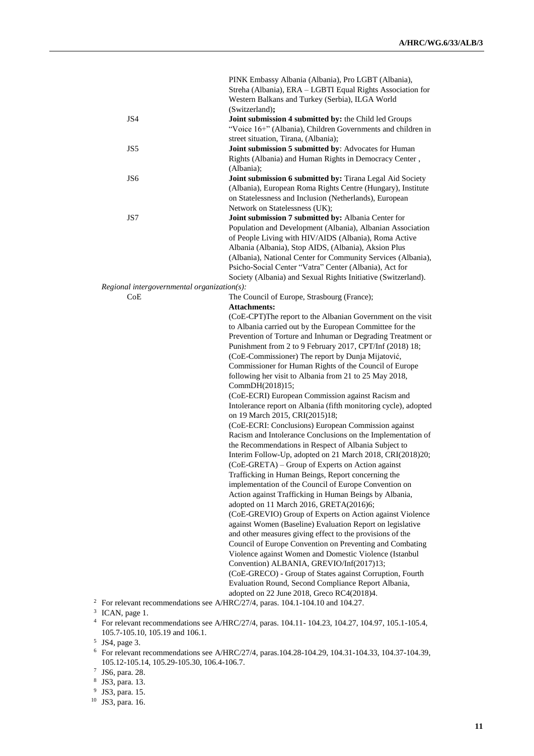PINK Embassy Albania (Albania), Pro LGBT (Albania), Streha (Albania), ERA – LGBTI Equal Rights Association for Western Balkans and Turkey (Serbia), ILGA World (Switzerland)**;**

| | |
|---|---|
| JS4 | **Joint submission 4 submitted by:** the Child led Groups "Voice 16+" (Albania), Children Governments and children in street situation, Tirana, (Albania); |
| JS5 | **Joint submission 5 submitted by**: Advocates for Human Rights (Albania) and Human Rights in Democracy Center , (Albania); |
| JS6 | **Joint submission 6 submitted by:** Tirana Legal Aid Society (Albania), European Roma Rights Centre (Hungary), Institute on Statelessness and Inclusion (Netherlands), European Network on Statelessness (UK); |
| JS7 | **Joint submission 7 submitted by:** Albania Center for Population and Development (Albania), Albanian Association of People Living with HIV/AIDS (Albania), Roma Active Albania (Albania), Stop AIDS, (Albania), Aksion Plus (Albania), National Center for Community Services (Albania), Psicho-Social Center "Vatra" Center (Albania), Act for Society (Albania) and Sexual Rights Initiative (Switzerland). |

*Regional intergovernmental organization(s):*

| | |
|---|---|
| CoE | The Council of Europe, Strasbourg (France); |

**Attachments:**

(CoE-CPT)The report to the Albanian Government on the visit to Albania carried out by the European Committee for the Prevention of Torture and Inhuman or Degrading Treatment or Punishment from 2 to 9 February 2017, CPT/Inf (2018) 18;

(CoE-Commissioner) The report by Dunja Mijatović, Commissioner for Human Rights of the Council of Europe following her visit to Albania from 21 to 25 May 2018, CommDH(2018)15;

(CoE-ECRI) European Commission against Racism and Intolerance report on Albania (fifth monitoring cycle), adopted on 19 March 2015, CRI(2015)18;

(CoE-ECRI: Conclusions) European Commission against Racism and Intolerance Conclusions on the Implementation of the Recommendations in Respect of Albania Subject to Interim Follow-Up, adopted on 21 March 2018, CRI(2018)20;

(CoE-GRETA) – Group of Experts on Action against Trafficking in Human Beings, Report concerning the implementation of the Council of Europe Convention on Action against Trafficking in Human Beings by Albania, adopted on 11 March 2016, GRETA(2016)6;

(CoE-GREVIO) Group of Experts on Action against Violence against Women (Baseline) Evaluation Report on legislative and other measures giving effect to the provisions of the Council of Europe Convention on Preventing and Combating Violence against Women and Domestic Violence (Istanbul Convention) ALBANIA, GREVIO/Inf(2017)13;

(CoE-GRECO) - Group of States against Corruption, Fourth Evaluation Round, Second Compliance Report Albania, adopted on 22 June 2018, Greco RC4(2018)4.

[2] For relevant recommendations see A/HRC/27/4, paras. 104.1-104.10 and 104.27.

[3] ICAN, page 1.

[4] For relevant recommendations see A/HRC/27/4, paras. 104.11- 104.23, 104.27, 104.97, 105.1-105.4, 105.7-105.10, 105.19 and 106.1.

[5] JS4, page 3.

[6] For relevant recommendations see A/HRC/27/4, paras.104.28-104.29, 104.31-104.33, 104.37-104.39, 105.12-105.14, 105.29-105.30, 106.4-106.7.

[7] JS6, para. 28.

[8] JS3, para. 13.

[9] JS3, para. 15.

[10] JS3, para. 16.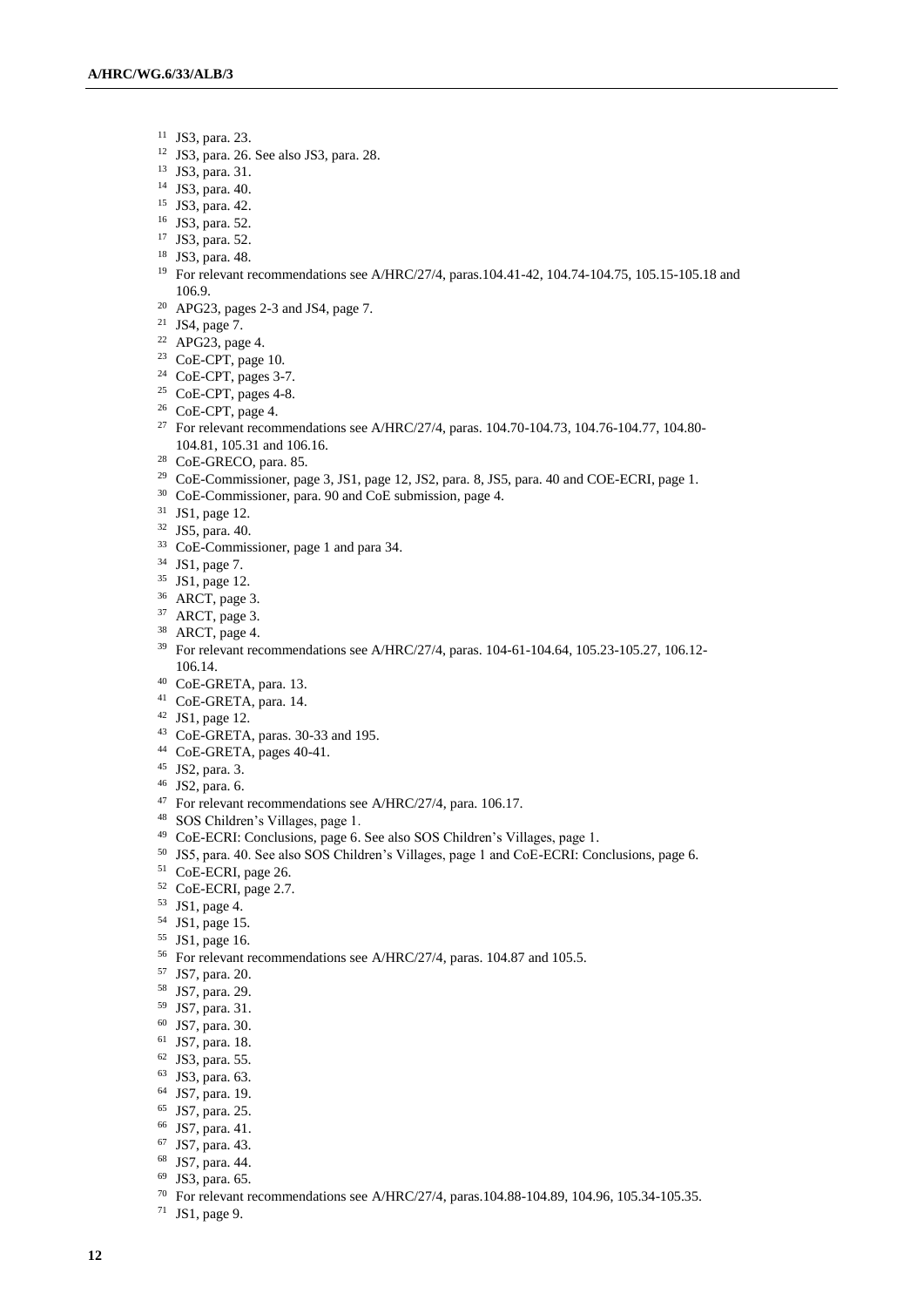[11] JS3, para. 23.
[12] JS3, para. 26. See also JS3, para. 28.
[13] JS3, para. 31.
[14] JS3, para. 40.
[15] JS3, para. 42.
[16] JS3, para. 52.
[17] JS3, para. 52.
[18] JS3, para. 48.
[19] For relevant recommendations see A/HRC/27/4, paras.104.41-42, 104.74-104.75, 105.15-105.18 and 106.9.
[20] APG23, pages 2-3 and JS4, page 7.
[21] JS4, page 7.
[22] APG23, page 4.
[23] CoE-CPT, page 10.
[24] CoE-CPT, pages 3-7.
[25] CoE-CPT, pages 4-8.
[26] CoE-CPT, page 4.
[27] For relevant recommendations see A/HRC/27/4, paras. 104.70-104.73, 104.76-104.77, 104.80-104.81, 105.31 and 106.16.
[28] CoE-GRECO, para. 85.
[29] CoE-Commissioner, page 3, JS1, page 12, JS2, para. 8, JS5, para. 40 and COE-ECRI, page 1.
[30] CoE-Commissioner, para. 90 and CoE submission, page 4.
[31] JS1, page 12.
[32] JS5, para. 40.
[33] CoE-Commissioner, page 1 and para 34.
[34] JS1, page 7.
[35] JS1, page 12.
[36] ARCT, page 3.
[37] ARCT, page 3.
[38] ARCT, page 4.
[39] For relevant recommendations see A/HRC/27/4, paras. 104-61-104.64, 105.23-105.27, 106.12-106.14.
[40] CoE-GRETA, para. 13.
[41] CoE-GRETA, para. 14.
[42] JS1, page 12.
[43] CoE-GRETA, paras. 30-33 and 195.
[44] CoE-GRETA, pages 40-41.
[45] JS2, para. 3.
[46] JS2, para. 6.
[47] For relevant recommendations see A/HRC/27/4, para. 106.17.
[48] SOS Children's Villages, page 1.
[49] CoE-ECRI: Conclusions, page 6. See also SOS Children's Villages, page 1.
[50] JS5, para. 40. See also SOS Children's Villages, page 1 and CoE-ECRI: Conclusions, page 6.
[51] CoE-ECRI, page 26.
[52] CoE-ECRI, page 2.7.
[53] JS1, page 4.
[54] JS1, page 15.
[55] JS1, page 16.
[56] For relevant recommendations see A/HRC/27/4, paras. 104.87 and 105.5.
[57] JS7, para. 20.
[58] JS7, para. 29.
[59] JS7, para. 31.
[60] JS7, para. 30.
[61] JS7, para. 18.
[62] JS3, para. 55.
[63] JS3, para. 63.
[64] JS7, para. 19.
[65] JS7, para. 25.
[66] JS7, para. 41.
[67] JS7, para. 43.
[68] JS7, para. 44.
[69] JS3, para. 65.
[70] For relevant recommendations see A/HRC/27/4, paras.104.88-104.89, 104.96, 105.34-105.35.
[71] JS1, page 9.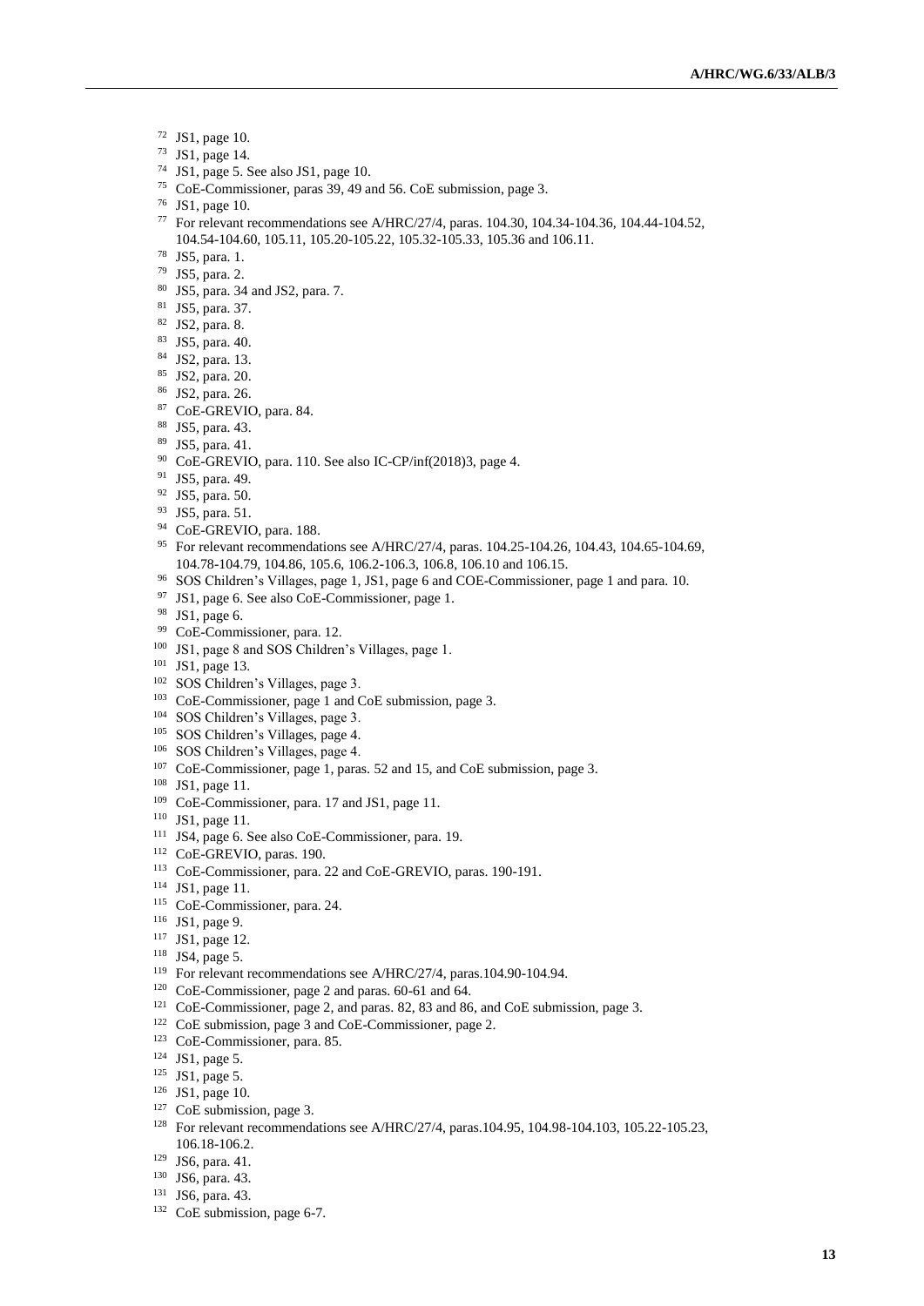[72] JS1, page 10.
[73] JS1, page 14.
[74] JS1, page 5. See also JS1, page 10.
[75] CoE-Commissioner, paras 39, 49 and 56. CoE submission, page 3.
[76] JS1, page 10.
[77] For relevant recommendations see A/HRC/27/4, paras. 104.30, 104.34-104.36, 104.44-104.52, 104.54-104.60, 105.11, 105.20-105.22, 105.32-105.33, 105.36 and 106.11.
[78] JS5, para. 1.
[79] JS5, para. 2.
[80] JS5, para. 34 and JS2, para. 7.
[81] JS5, para. 37.
[82] JS2, para. 8.
[83] JS5, para. 40.
[84] JS2, para. 13.
[85] JS2, para. 20.
[86] JS2, para. 26.
[87] CoE-GREVIO, para. 84.
[88] JS5, para. 43.
[89] JS5, para. 41.
[90] CoE-GREVIO, para. 110. See also IC-CP/inf(2018)3, page 4.
[91] JS5, para. 49.
[92] JS5, para. 50.
[93] JS5, para. 51.
[94] CoE-GREVIO, para. 188.
[95] For relevant recommendations see A/HRC/27/4, paras. 104.25-104.26, 104.43, 104.65-104.69, 104.78-104.79, 104.86, 105.6, 106.2-106.3, 106.8, 106.10 and 106.15.
[96] SOS Children's Villages, page 1, JS1, page 6 and COE-Commissioner, page 1 and para. 10.
[97] JS1, page 6. See also CoE-Commissioner, page 1.
[98] JS1, page 6.
[99] CoE-Commissioner, para. 12.
[100] JS1, page 8 and SOS Children's Villages, page 1.
[101] JS1, page 13.
[102] SOS Children's Villages, page 3.
[103] CoE-Commissioner, page 1 and CoE submission, page 3.
[104] SOS Children's Villages, page 3.
[105] SOS Children's Villages, page 4.
[106] SOS Children's Villages, page 4.
[107] CoE-Commissioner, page 1, paras. 52 and 15, and CoE submission, page 3.
[108] JS1, page 11.
[109] CoE-Commissioner, para. 17 and JS1, page 11.
[110] JS1, page 11.
[111] JS4, page 6. See also CoE-Commissioner, para. 19.
[112] CoE-GREVIO, paras. 190.
[113] CoE-Commissioner, para. 22 and CoE-GREVIO, paras. 190-191.
[114] JS1, page 11.
[115] CoE-Commissioner, para. 24.
[116] JS1, page 9.
[117] JS1, page 12.
[118] JS4, page 5.
[119] For relevant recommendations see A/HRC/27/4, paras.104.90-104.94.
[120] CoE-Commissioner, page 2 and paras. 60-61 and 64.
[121] CoE-Commissioner, page 2, and paras. 82, 83 and 86, and CoE submission, page 3.
[122] CoE submission, page 3 and CoE-Commissioner, page 2.
[123] CoE-Commissioner, para. 85.
[124] JS1, page 5.
[125] JS1, page 5.
[126] JS1, page 10.
[127] CoE submission, page 3.
[128] For relevant recommendations see A/HRC/27/4, paras.104.95, 104.98-104.103, 105.22-105.23, 106.18-106.2.
[129] JS6, para. 41.
[130] JS6, para. 43.
[131] JS6, para. 43.
[132] CoE submission, page 6-7.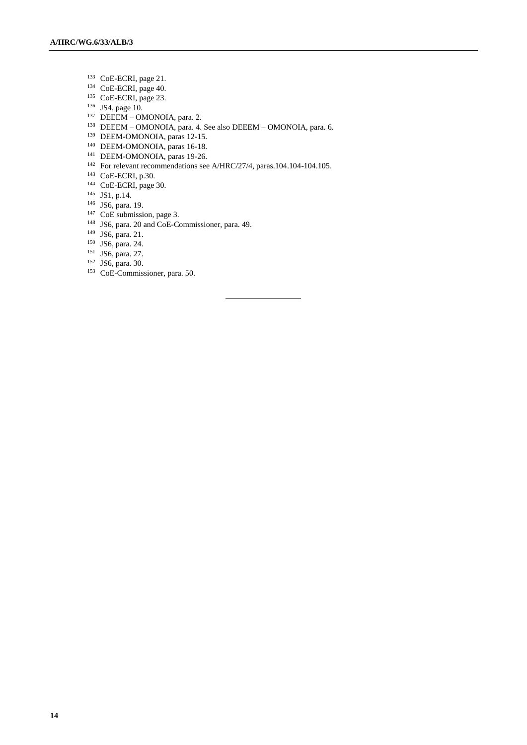[133] CoE-ECRI, page 21.
[134] CoE-ECRI, page 40.
[135] CoE-ECRI, page 23.
[136] JS4, page 10.
[137] DEEEM – OMONOIA, para. 2.
[138] DEEEM – OMONOIA, para. 4. See also DEEEM – OMONOIA, para. 6.
[139] DEEM-OMONOIA, paras 12-15.
[140] DEEM-OMONOIA, paras 16-18.
[141] DEEM-OMONOIA, paras 19-26.
[142] For relevant recommendations see A/HRC/27/4, paras.104.104-104.105.
[143] CoE-ECRI, p.30.
[144] CoE-ECRI, page 30.
[145] JS1, p.14.
[146] JS6, para. 19.
[147] CoE submission, page 3.
[148] JS6, para. 20 and CoE-Commissioner, para. 49.
[149] JS6, para. 21.
[150] JS6, para. 24.
[151] JS6, para. 27.
[152] JS6, para. 30.
[153] CoE-Commissioner, para. 50.